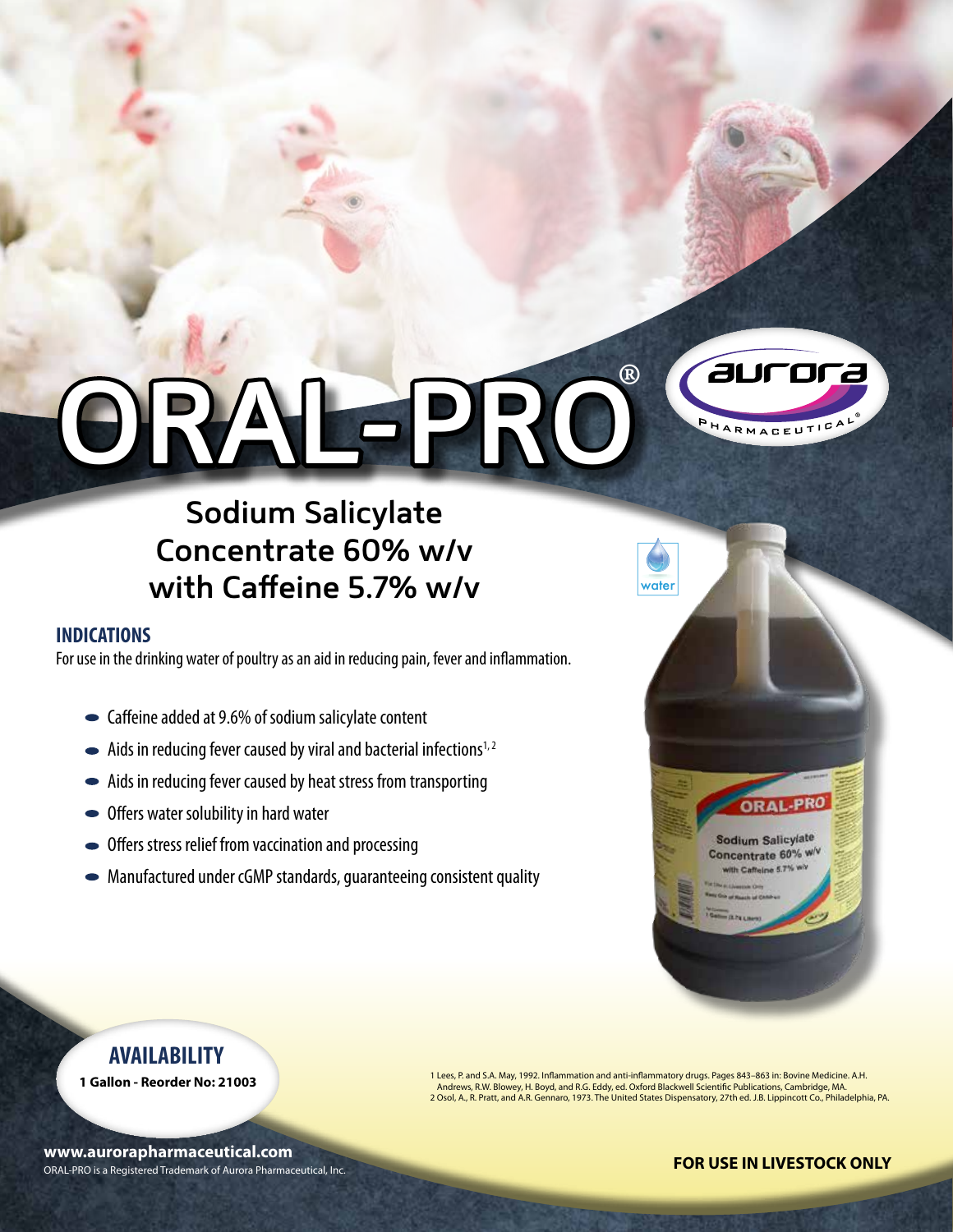# ORAL-PRO®

Aurora Pharmaceutical®

## Sodium Salicylate Concentrate 60% w/v with Caffeine 5.7% w/v

water

### INDICATIONS

For use in the drinking water of poultry as an aid in reducing pain, fever and inflammation.

- Caffeine added at 9.6% of sodium salicylate content
- Aids in reducing fever caused by viral and bacterial infections[1,2]
- Aids in reducing fever caused by heat stress from transporting
- Offers water solubility in hard water
- Offers stress relief from vaccination and processing
- Manufactured under cGMP standards, guaranteeing consistent quality

### AVAILABILITY

**1 Gallon - Reorder No: 21003**

1 Lees, P. and S.A. May, 1992. Inflammation and anti-inflammatory drugs. Pages 843–863 in: Bovine Medicine. A.H. Andrews, R.W. Blowey, H. Boyd, and R.G. Eddy, ed. Oxford Blackwell Scientific Publications, Cambridge, MA.
2 Osol, A., R. Pratt, and A.R. Gennaro, 1973. The United States Dispensatory, 27th ed. J.B. Lippincott Co., Philadelphia, PA.

**www.aurorapharmaceutical.com**

ORAL-PRO is a Registered Trademark of Aurora Pharmaceutical, Inc.

**FOR USE IN LIVESTOCK ONLY**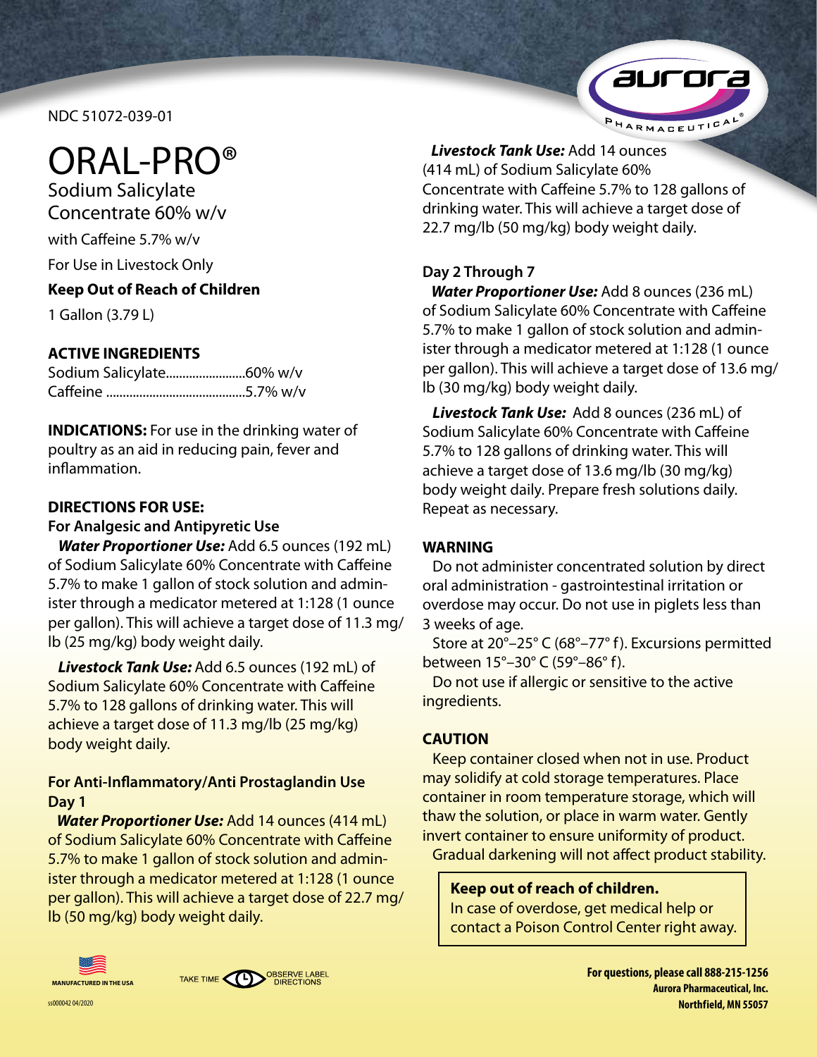NDC 51072-039-01

# ORAL-PRO®

Sodium Salicylate
Concentrate 60% w/v

with Caffeine 5.7% w/v

For Use in Livestock Only

**Keep Out of Reach of Children**

1 Gallon (3.79 L)

## ACTIVE INGREDIENTS

Sodium Salicylate........................60% w/v
Caffeine ..........................................5.7% w/v

**INDICATIONS:** For use in the drinking water of poultry as an aid in reducing pain, fever and inflammation.

## DIRECTIONS FOR USE:

### For Analgesic and Antipyretic Use

***Water Proportioner Use:*** Add 6.5 ounces (192 mL) of Sodium Salicylate 60% Concentrate with Caffeine 5.7% to make 1 gallon of stock solution and administer through a medicator metered at 1:128 (1 ounce per gallon). This will achieve a target dose of 11.3 mg/lb (25 mg/kg) body weight daily.

***Livestock Tank Use:*** Add 6.5 ounces (192 mL) of Sodium Salicylate 60% Concentrate with Caffeine 5.7% to 128 gallons of drinking water. This will achieve a target dose of 11.3 mg/lb (25 mg/kg) body weight daily.

### For Anti-Inflammatory/Anti Prostaglandin Use

**Day 1**

***Water Proportioner Use:*** Add 14 ounces (414 mL) of Sodium Salicylate 60% Concentrate with Caffeine 5.7% to make 1 gallon of stock solution and administer through a medicator metered at 1:128 (1 ounce per gallon). This will achieve a target dose of 22.7 mg/lb (50 mg/kg) body weight daily.

***Livestock Tank Use:*** Add 14 ounces (414 mL) of Sodium Salicylate 60% Concentrate with Caffeine 5.7% to 128 gallons of drinking water. This will achieve a target dose of 22.7 mg/lb (50 mg/kg) body weight daily.

**Day 2 Through 7**

***Water Proportioner Use:*** Add 8 ounces (236 mL) of Sodium Salicylate 60% Concentrate with Caffeine 5.7% to make 1 gallon of stock solution and administer through a medicator metered at 1:128 (1 ounce per gallon). This will achieve a target dose of 13.6 mg/lb (30 mg/kg) body weight daily.

***Livestock Tank Use:*** Add 8 ounces (236 mL) of Sodium Salicylate 60% Concentrate with Caffeine 5.7% to 128 gallons of drinking water. This will achieve a target dose of 13.6 mg/lb (30 mg/kg) body weight daily. Prepare fresh solutions daily. Repeat as necessary.

## WARNING

Do not administer concentrated solution by direct oral administration - gastrointestinal irritation or overdose may occur. Do not use in piglets less than 3 weeks of age.

Store at 20°–25° C (68°–77° f). Excursions permitted between 15°–30° C (59°–86° f).

Do not use if allergic or sensitive to the active ingredients.

## CAUTION

Keep container closed when not in use. Product may solidify at cold storage temperatures. Place container in room temperature storage, which will thaw the solution, or place in warm water. Gently invert container to ensure uniformity of product.

Gradual darkening will not affect product stability.

**Keep out of reach of children.**
In case of overdose, get medical help or contact a Poison Control Center right away.

MANUFACTURED IN THE USA

TAKE TIME OBSERVE LABEL DIRECTIONS

ss000042 04/2020

**For questions, please call 888-215-1256**
**Aurora Pharmaceutical, Inc.**
**Northfield, MN 55057**